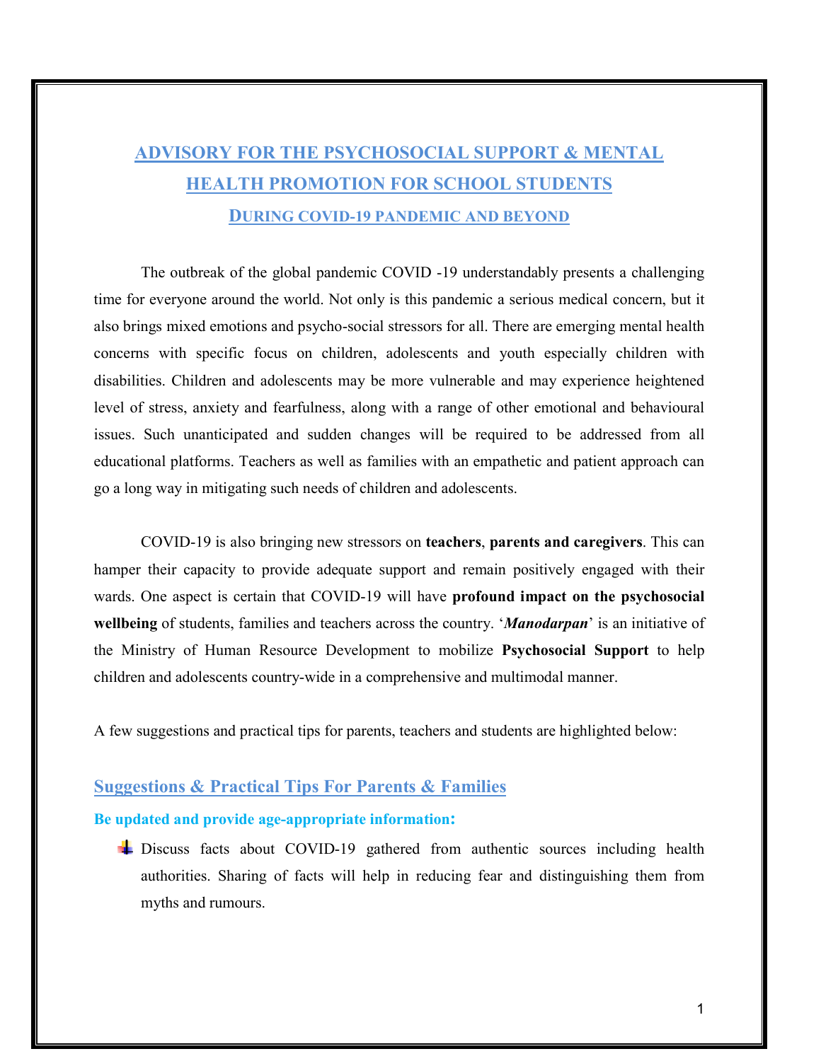# ADVISORY FOR THE PSYCHOSOCIAL SUPPORT & MENTAL HEALTH PROMOTION FOR SCHOOL STUDENTS

## DURING COVID-19 PANDEMIC AND BEYOND

The outbreak of the global pandemic COVID -19 understandably presents a challenging time for everyone around the world. Not only is this pandemic a serious medical concern, but it also brings mixed emotions and psycho-social stressors for all. There are emerging mental health concerns with specific focus on children, adolescents and youth especially children with disabilities. Children and adolescents may be more vulnerable and may experience heightened level of stress, anxiety and fearfulness, along with a range of other emotional and behavioural issues. Such unanticipated and sudden changes will be required to be addressed from all educational platforms. Teachers as well as families with an empathetic and patient approach can go a long way in mitigating such needs of children and adolescents.

COVID-19 is also bringing new stressors on **teachers**, **parents and caregivers**. This can hamper their capacity to provide adequate support and remain positively engaged with their wards. One aspect is certain that COVID-19 will have **profound impact on the psychosocial wellbeing** of students, families and teachers across the country. '***Manodarpan***' is an initiative of the Ministry of Human Resource Development to mobilize **Psychosocial Support** to help children and adolescents country-wide in a comprehensive and multimodal manner.

A few suggestions and practical tips for parents, teachers and students are highlighted below:

## Suggestions & Practical Tips For Parents & Families

### Be updated and provide age-appropriate information:

- Discuss facts about COVID-19 gathered from authentic sources including health authorities. Sharing of facts will help in reducing fear and distinguishing them from myths and rumours.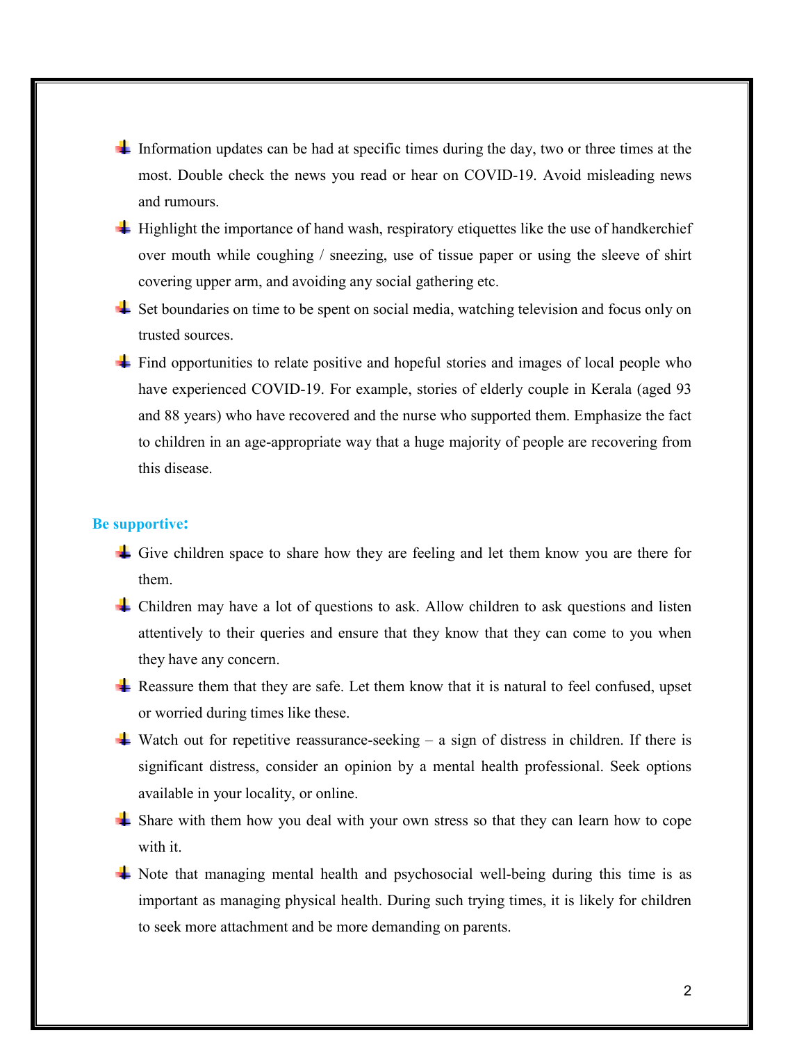- Information updates can be had at specific times during the day, two or three times at the most. Double check the news you read or hear on COVID-19. Avoid misleading news and rumours.
- Highlight the importance of hand wash, respiratory etiquettes like the use of handkerchief over mouth while coughing / sneezing, use of tissue paper or using the sleeve of shirt covering upper arm, and avoiding any social gathering etc.
- Set boundaries on time to be spent on social media, watching television and focus only on trusted sources.
- Find opportunities to relate positive and hopeful stories and images of local people who have experienced COVID-19. For example, stories of elderly couple in Kerala (aged 93 and 88 years) who have recovered and the nurse who supported them. Emphasize the fact to children in an age-appropriate way that a huge majority of people are recovering from this disease.

**Be supportive:**

- Give children space to share how they are feeling and let them know you are there for them.
- Children may have a lot of questions to ask. Allow children to ask questions and listen attentively to their queries and ensure that they know that they can come to you when they have any concern.
- Reassure them that they are safe. Let them know that it is natural to feel confused, upset or worried during times like these.
- Watch out for repetitive reassurance-seeking – a sign of distress in children. If there is significant distress, consider an opinion by a mental health professional. Seek options available in your locality, or online.
- Share with them how you deal with your own stress so that they can learn how to cope with it.
- Note that managing mental health and psychosocial well-being during this time is as important as managing physical health. During such trying times, it is likely for children to seek more attachment and be more demanding on parents.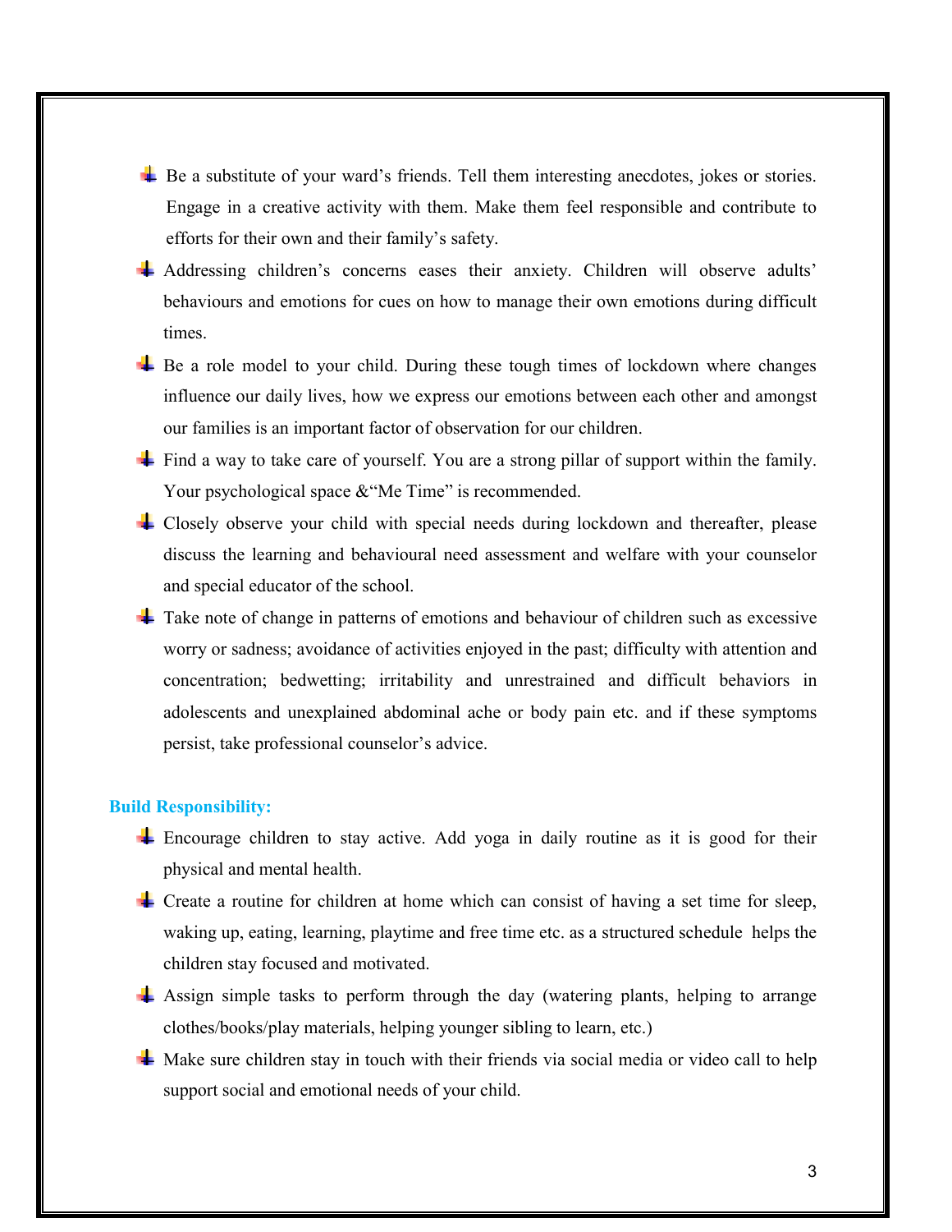- Be a substitute of your ward's friends. Tell them interesting anecdotes, jokes or stories. Engage in a creative activity with them. Make them feel responsible and contribute to efforts for their own and their family's safety.
- Addressing children's concerns eases their anxiety. Children will observe adults' behaviours and emotions for cues on how to manage their own emotions during difficult times.
- Be a role model to your child. During these tough times of lockdown where changes influence our daily lives, how we express our emotions between each other and amongst our families is an important factor of observation for our children.
- Find a way to take care of yourself. You are a strong pillar of support within the family. Your psychological space &"Me Time" is recommended.
- Closely observe your child with special needs during lockdown and thereafter, please discuss the learning and behavioural need assessment and welfare with your counselor and special educator of the school.
- Take note of change in patterns of emotions and behaviour of children such as excessive worry or sadness; avoidance of activities enjoyed in the past; difficulty with attention and concentration; bedwetting; irritability and unrestrained and difficult behaviors in adolescents and unexplained abdominal ache or body pain etc. and if these symptoms persist, take professional counselor's advice.

**Build Responsibility:**

- Encourage children to stay active. Add yoga in daily routine as it is good for their physical and mental health.
- Create a routine for children at home which can consist of having a set time for sleep, waking up, eating, learning, playtime and free time etc. as a structured schedule helps the children stay focused and motivated.
- Assign simple tasks to perform through the day (watering plants, helping to arrange clothes/books/play materials, helping younger sibling to learn, etc.)
- Make sure children stay in touch with their friends via social media or video call to help support social and emotional needs of your child.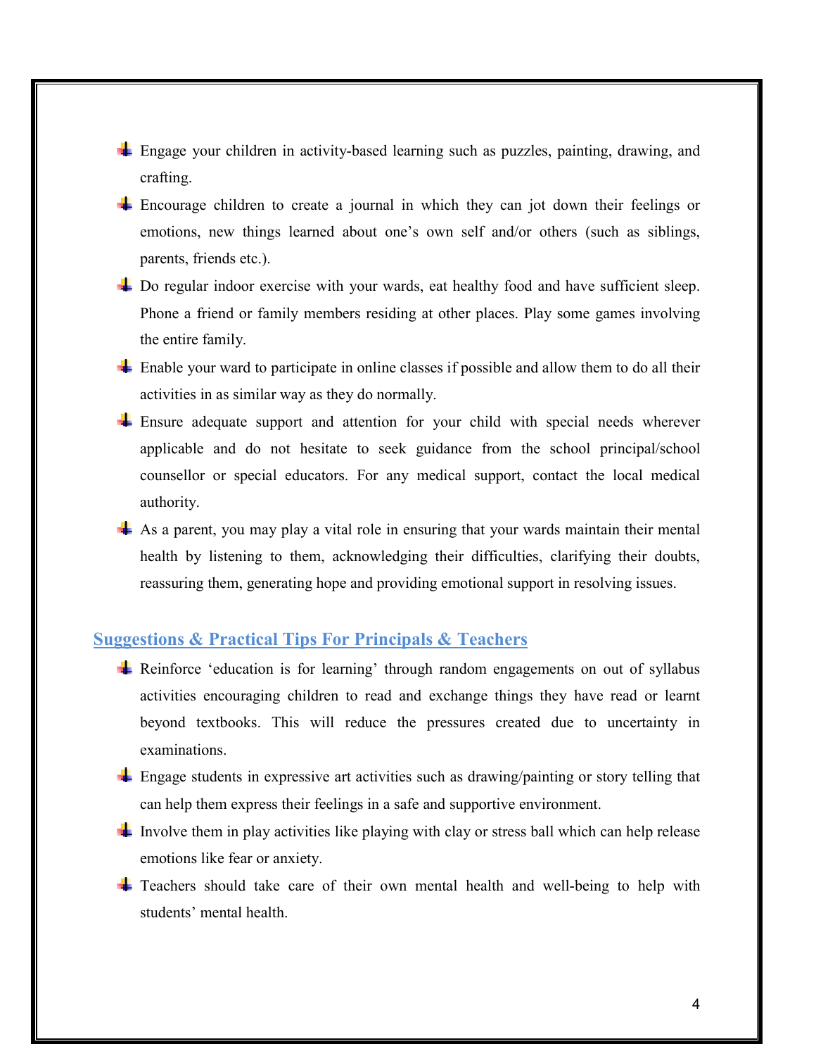- Engage your children in activity-based learning such as puzzles, painting, drawing, and crafting.
- Encourage children to create a journal in which they can jot down their feelings or emotions, new things learned about one's own self and/or others (such as siblings, parents, friends etc.).
- Do regular indoor exercise with your wards, eat healthy food and have sufficient sleep. Phone a friend or family members residing at other places. Play some games involving the entire family.
- Enable your ward to participate in online classes if possible and allow them to do all their activities in as similar way as they do normally.
- Ensure adequate support and attention for your child with special needs wherever applicable and do not hesitate to seek guidance from the school principal/school counsellor or special educators. For any medical support, contact the local medical authority.
- As a parent, you may play a vital role in ensuring that your wards maintain their mental health by listening to them, acknowledging their difficulties, clarifying their doubts, reassuring them, generating hope and providing emotional support in resolving issues.

## Suggestions & Practical Tips For Principals & Teachers

- Reinforce 'education is for learning' through random engagements on out of syllabus activities encouraging children to read and exchange things they have read or learnt beyond textbooks. This will reduce the pressures created due to uncertainty in examinations.
- Engage students in expressive art activities such as drawing/painting or story telling that can help them express their feelings in a safe and supportive environment.
- Involve them in play activities like playing with clay or stress ball which can help release emotions like fear or anxiety.
- Teachers should take care of their own mental health and well-being to help with students' mental health.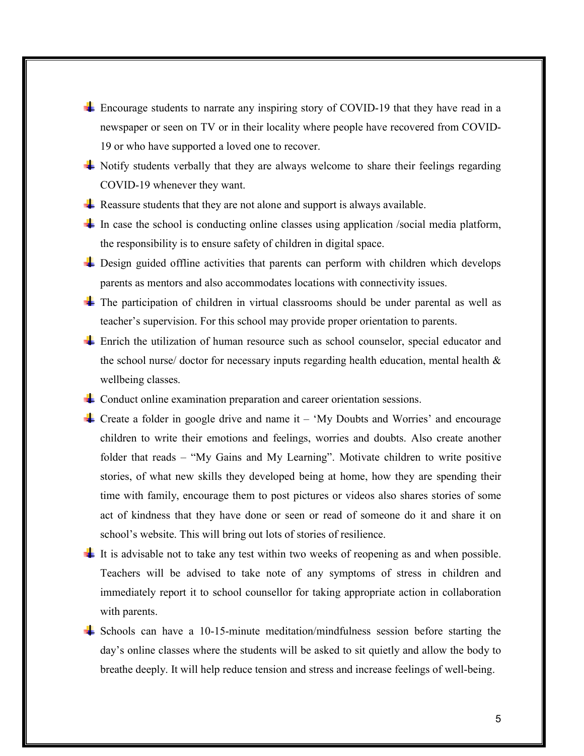- Encourage students to narrate any inspiring story of COVID-19 that they have read in a newspaper or seen on TV or in their locality where people have recovered from COVID-19 or who have supported a loved one to recover.
- Notify students verbally that they are always welcome to share their feelings regarding COVID-19 whenever they want.
- Reassure students that they are not alone and support is always available.
- In case the school is conducting online classes using application /social media platform, the responsibility is to ensure safety of children in digital space.
- Design guided offline activities that parents can perform with children which develops parents as mentors and also accommodates locations with connectivity issues.
- The participation of children in virtual classrooms should be under parental as well as teacher's supervision. For this school may provide proper orientation to parents.
- Enrich the utilization of human resource such as school counselor, special educator and the school nurse/ doctor for necessary inputs regarding health education, mental health & wellbeing classes.
- Conduct online examination preparation and career orientation sessions.
- Create a folder in google drive and name it – 'My Doubts and Worries' and encourage children to write their emotions and feelings, worries and doubts. Also create another folder that reads – "My Gains and My Learning". Motivate children to write positive stories, of what new skills they developed being at home, how they are spending their time with family, encourage them to post pictures or videos also shares stories of some act of kindness that they have done or seen or read of someone do it and share it on school's website. This will bring out lots of stories of resilience.
- It is advisable not to take any test within two weeks of reopening as and when possible. Teachers will be advised to take note of any symptoms of stress in children and immediately report it to school counsellor for taking appropriate action in collaboration with parents.
- Schools can have a 10-15-minute meditation/mindfulness session before starting the day's online classes where the students will be asked to sit quietly and allow the body to breathe deeply. It will help reduce tension and stress and increase feelings of well-being.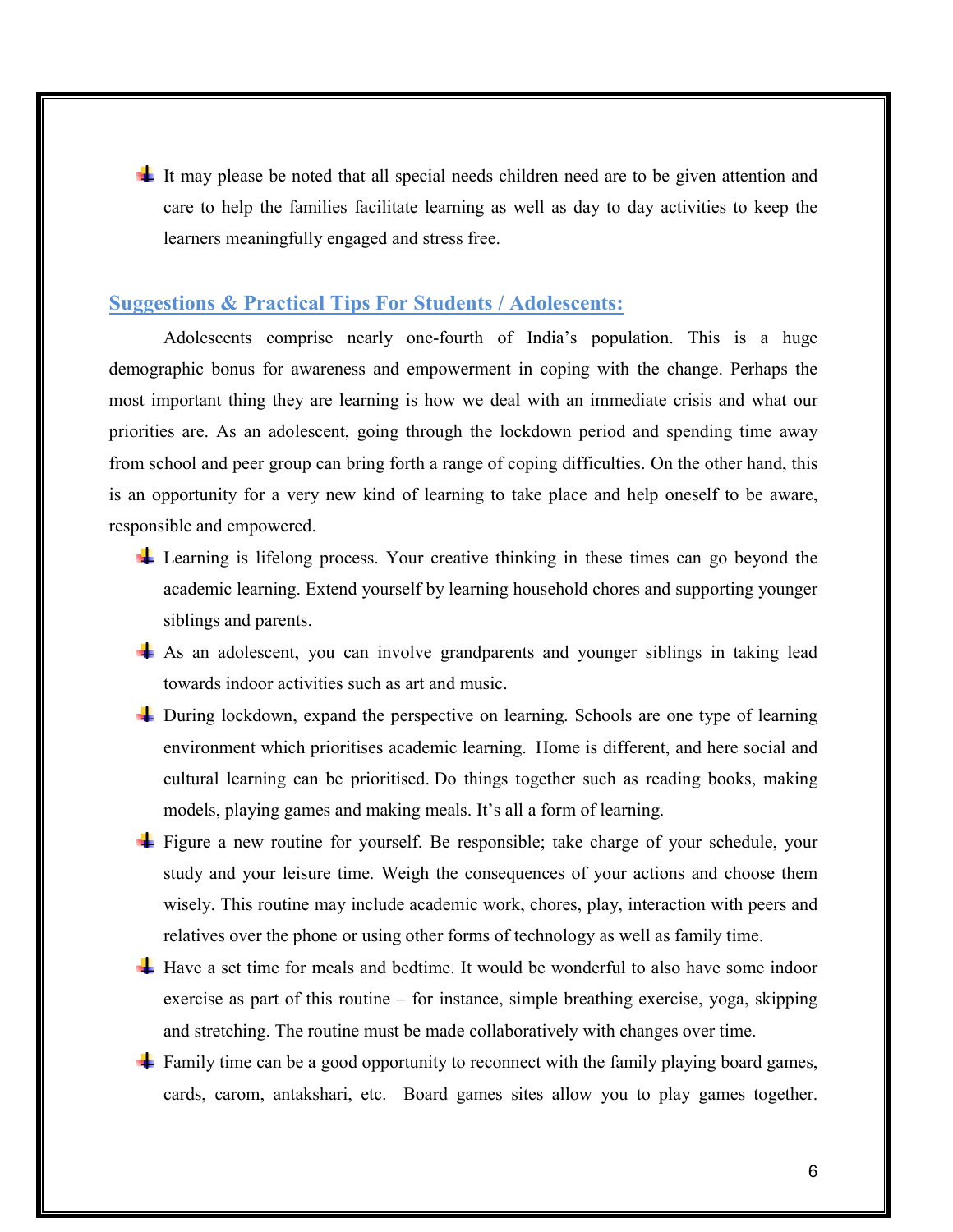- It may please be noted that all special needs children need are to be given attention and care to help the families facilitate learning as well as day to day activities to keep the learners meaningfully engaged and stress free.

## Suggestions & Practical Tips For Students / Adolescents:

Adolescents comprise nearly one-fourth of India's population. This is a huge demographic bonus for awareness and empowerment in coping with the change. Perhaps the most important thing they are learning is how we deal with an immediate crisis and what our priorities are. As an adolescent, going through the lockdown period and spending time away from school and peer group can bring forth a range of coping difficulties. On the other hand, this is an opportunity for a very new kind of learning to take place and help oneself to be aware, responsible and empowered.

- Learning is lifelong process. Your creative thinking in these times can go beyond the academic learning. Extend yourself by learning household chores and supporting younger siblings and parents.
- As an adolescent, you can involve grandparents and younger siblings in taking lead towards indoor activities such as art and music.
- During lockdown, expand the perspective on learning. Schools are one type of learning environment which prioritises academic learning. Home is different, and here social and cultural learning can be prioritised. Do things together such as reading books, making models, playing games and making meals. It's all a form of learning.
- Figure a new routine for yourself. Be responsible; take charge of your schedule, your study and your leisure time. Weigh the consequences of your actions and choose them wisely. This routine may include academic work, chores, play, interaction with peers and relatives over the phone or using other forms of technology as well as family time.
- Have a set time for meals and bedtime. It would be wonderful to also have some indoor exercise as part of this routine – for instance, simple breathing exercise, yoga, skipping and stretching. The routine must be made collaboratively with changes over time.
- Family time can be a good opportunity to reconnect with the family playing board games, cards, carom, antakshari, etc. Board games sites allow you to play games together.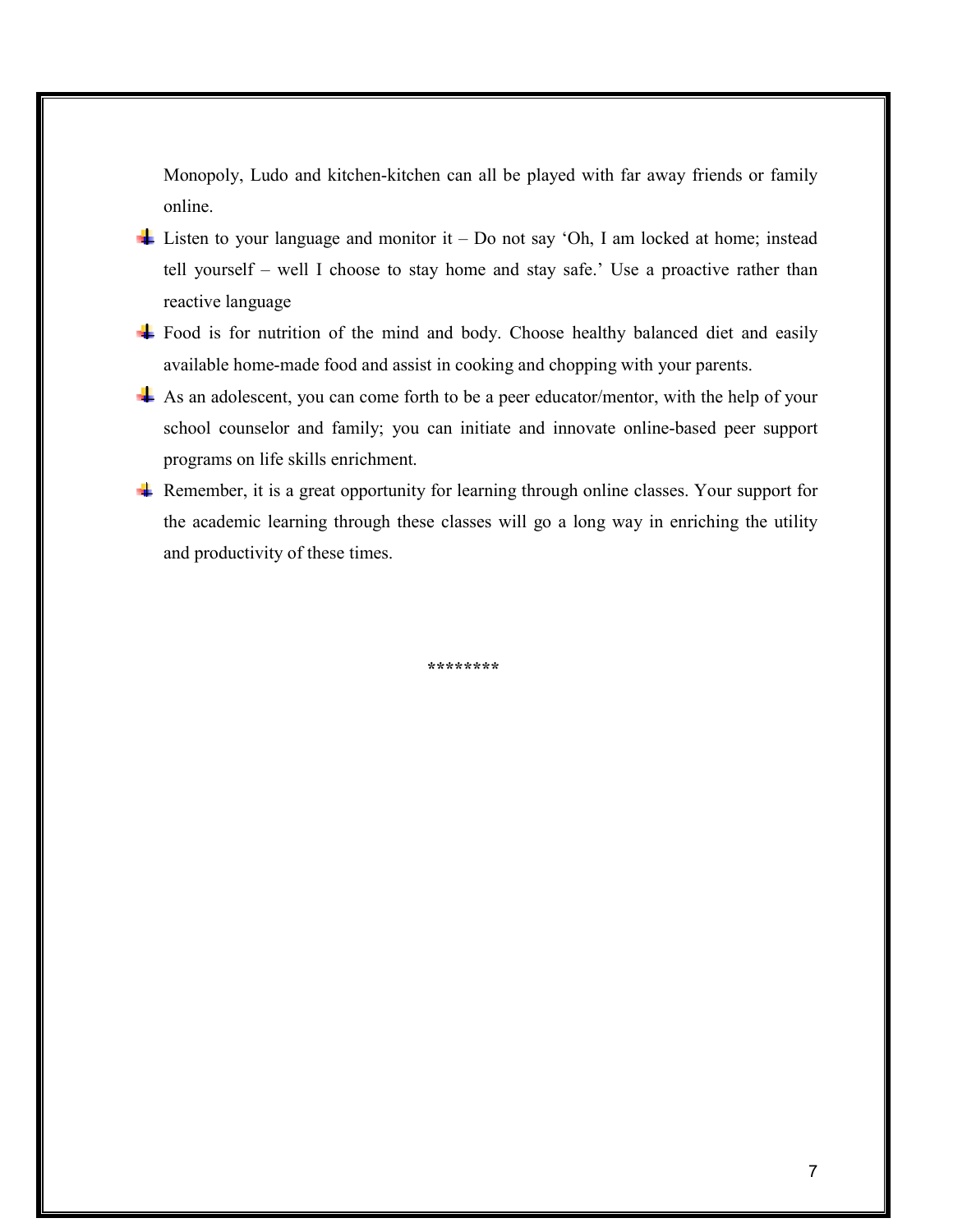Monopoly, Ludo and kitchen-kitchen can all be played with far away friends or family online.

- Listen to your language and monitor it – Do not say 'Oh, I am locked at home; instead tell yourself – well I choose to stay home and stay safe.' Use a proactive rather than reactive language
- Food is for nutrition of the mind and body. Choose healthy balanced diet and easily available home-made food and assist in cooking and chopping with your parents.
- As an adolescent, you can come forth to be a peer educator/mentor, with the help of your school counselor and family; you can initiate and innovate online-based peer support programs on life skills enrichment.
- Remember, it is a great opportunity for learning through online classes. Your support for the academic learning through these classes will go a long way in enriching the utility and productivity of these times.

********